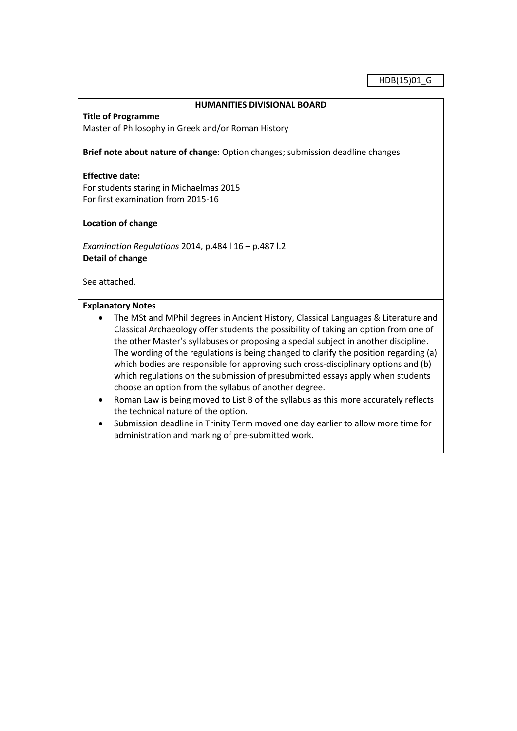HDB(15)01_G

**HUMANITIES DIVISIONAL BOARD**

**Title of Programme**

Master of Philosophy in Greek and/or Roman History

**Brief note about nature of change**: Option changes; submission deadline changes

**Effective date:**

For students staring in Michaelmas 2015

For first examination from 2015-16

**Location of change**

*Examination Regulations* 2014, p.484 l 16 – p.487 l.2

**Detail of change**

See attached.

**Explanatory Notes**

- The MSt and MPhil degrees in Ancient History, Classical Languages & Literature and Classical Archaeology offer students the possibility of taking an option from one of the other Master's syllabuses or proposing a special subject in another discipline. The wording of the regulations is being changed to clarify the position regarding (a) which bodies are responsible for approving such cross-disciplinary options and (b) which regulations on the submission of presubmitted essays apply when students choose an option from the syllabus of another degree.
- Roman Law is being moved to List B of the syllabus as this more accurately reflects the technical nature of the option.
- Submission deadline in Trinity Term moved one day earlier to allow more time for administration and marking of pre-submitted work.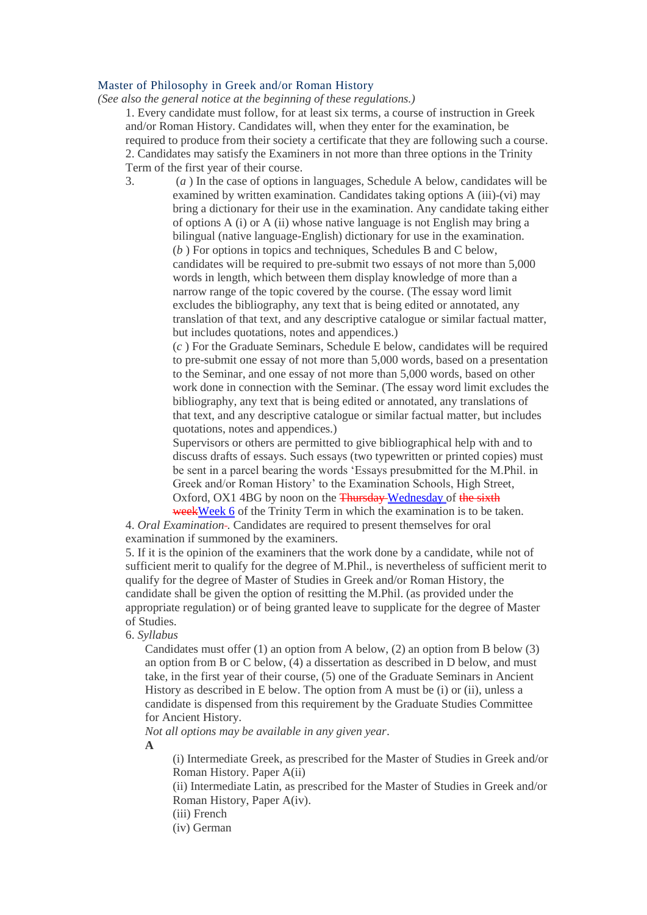## Master of Philosophy in Greek and/or Roman History

*(See also the general notice at the beginning of these regulations.)*

1. Every candidate must follow, for at least six terms, a course of instruction in Greek and/or Roman History. Candidates will, when they enter for the examination, be required to produce from their society a certificate that they are following such a course.

2. Candidates may satisfy the Examiners in not more than three options in the Trinity Term of the first year of their course.

3. (*a* ) In the case of options in languages, Schedule A below, candidates will be examined by written examination. Candidates taking options A (iii)-(vi) may bring a dictionary for their use in the examination. Any candidate taking either of options A (i) or A (ii) whose native language is not English may bring a bilingual (native language-English) dictionary for use in the examination.

   (*b* ) For options in topics and techniques, Schedules B and C below, candidates will be required to pre-submit two essays of not more than 5,000 words in length, which between them display knowledge of more than a narrow range of the topic covered by the course. (The essay word limit excludes the bibliography, any text that is being edited or annotated, any translation of that text, and any descriptive catalogue or similar factual matter, but includes quotations, notes and appendices.)

   (*c* ) For the Graduate Seminars, Schedule E below, candidates will be required to pre-submit one essay of not more than 5,000 words, based on a presentation to the Seminar, and one essay of not more than 5,000 words, based on other work done in connection with the Seminar. (The essay word limit excludes the bibliography, any text that is being edited or annotated, any translations of that text, and any descriptive catalogue or similar factual matter, but includes quotations, notes and appendices.)

   Supervisors or others are permitted to give bibliographical help with and to discuss drafts of essays. Such essays (two typewritten or printed copies) must be sent in a parcel bearing the words 'Essays presubmitted for the M.Phil. in Greek and/or Roman History' to the Examination Schools, High Street, Oxford, OX1 4BG by noon on the ~~Thursday~~ Wednesday of ~~the sixth week~~Week 6 of the Trinity Term in which the examination is to be taken.

4. *Oral Examination*~~-~~. Candidates are required to present themselves for oral examination if summoned by the examiners.

5. If it is the opinion of the examiners that the work done by a candidate, while not of sufficient merit to qualify for the degree of M.Phil., is nevertheless of sufficient merit to qualify for the degree of Master of Studies in Greek and/or Roman History, the candidate shall be given the option of resitting the M.Phil. (as provided under the appropriate regulation) or of being granted leave to supplicate for the degree of Master of Studies.

6. *Syllabus*

   Candidates must offer (1) an option from A below, (2) an option from B below (3) an option from B or C below, (4) a dissertation as described in D below, and must take, in the first year of their course, (5) one of the Graduate Seminars in Ancient History as described in E below. The option from A must be (i) or (ii), unless a candidate is dispensed from this requirement by the Graduate Studies Committee for Ancient History.

   *Not all options may be available in any given year*.

   **A**

   (i) Intermediate Greek, as prescribed for the Master of Studies in Greek and/or Roman History. Paper A(ii)

   (ii) Intermediate Latin, as prescribed for the Master of Studies in Greek and/or Roman History, Paper A(iv).

   (iii) French

   (iv) German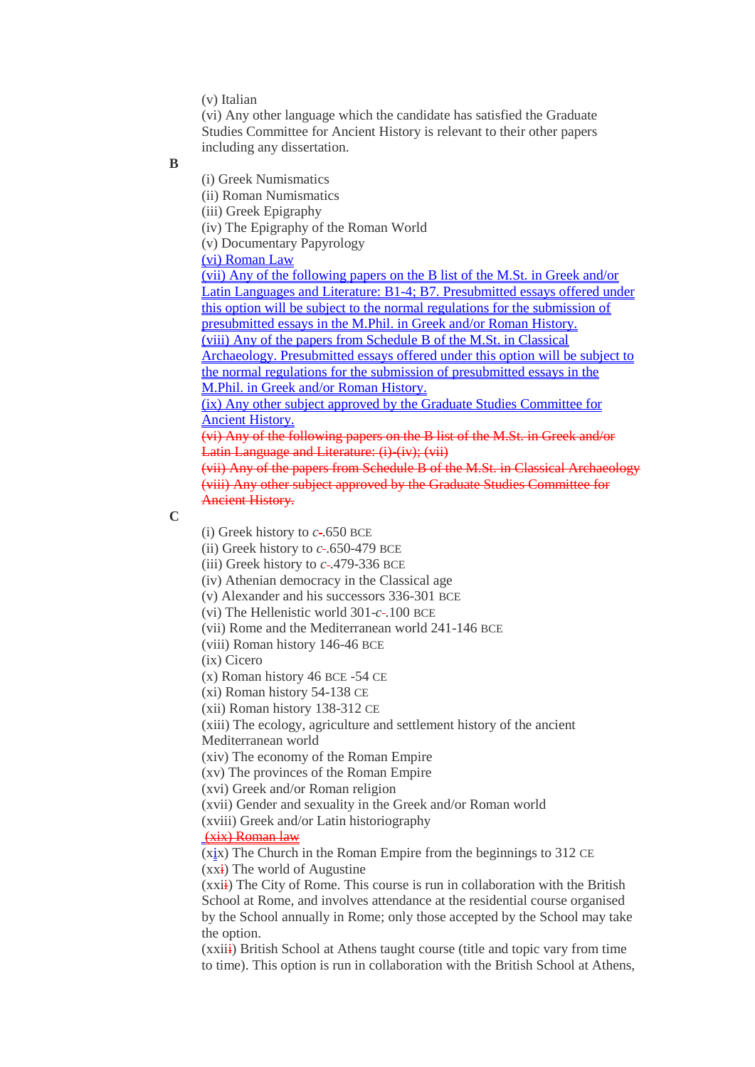(v) Italian

(vi) Any other language which the candidate has satisfied the Graduate Studies Committee for Ancient History is relevant to their other papers including any dissertation.

**B**

(i) Greek Numismatics

(ii) Roman Numismatics

(iii) Greek Epigraphy

(iv) The Epigraphy of the Roman World

(v) Documentary Papyrology

<ins>(vi) Roman Law</ins>

<ins>(vii) Any of the following papers on the B list of the M.St. in Greek and/or Latin Languages and Literature: B1-4; B7. Presubmitted essays offered under this option will be subject to the normal regulations for the submission of presubmitted essays in the M.Phil. in Greek and/or Roman History.</ins>

<ins>(viii) Any of the papers from Schedule B of the M.St. in Classical Archaeology. Presubmitted essays offered under this option will be subject to the normal regulations for the submission of presubmitted essays in the M.Phil. in Greek and/or Roman History.</ins>

<ins>(ix) Any other subject approved by the Graduate Studies Committee for Ancient History.</ins>

~~(vi) Any of the following papers on the B list of the M.St. in Greek and/or Latin Language and Literature: (i)-(iv); (vii)~~

~~(vii) Any of the papers from Schedule B of the M.St. in Classical Archaeology~~

~~(viii) Any other subject approved by the Graduate Studies Committee for Ancient History.~~

**C**

(i) Greek history to *c*~~-~~.650 BCE

(ii) Greek history to *c*~~-~~.650-479 BCE

(iii) Greek history to *c*~~-~~.479-336 BCE

(iv) Athenian democracy in the Classical age

(v) Alexander and his successors 336-301 BCE

(vi) The Hellenistic world 301-*c*~~-~~.100 BCE

(vii) Rome and the Mediterranean world 241-146 BCE

(viii) Roman history 146-46 BCE

(ix) Cicero

(x) Roman history 46 BCE -54 CE

(xi) Roman history 54-138 CE

(xii) Roman history 138-312 CE

(xiii) The ecology, agriculture and settlement history of the ancient Mediterranean world

(xiv) The economy of the Roman Empire

(xv) The provinces of the Roman Empire

(xvi) Greek and/or Roman religion

(xvii) Gender and sexuality in the Greek and/or Roman world

(xviii) Greek and/or Latin historiography

~~(xix) Roman law~~

(x<ins>i</ins>x) The Church in the Roman Empire from the beginnings to 312 CE

(xx~~i~~) The world of Augustine

(xxi~~i~~) The City of Rome. This course is run in collaboration with the British School at Rome, and involves attendance at the residential course organised by the School annually in Rome; only those accepted by the School may take the option.

(xxii~~i~~) British School at Athens taught course (title and topic vary from time to time). This option is run in collaboration with the British School at Athens,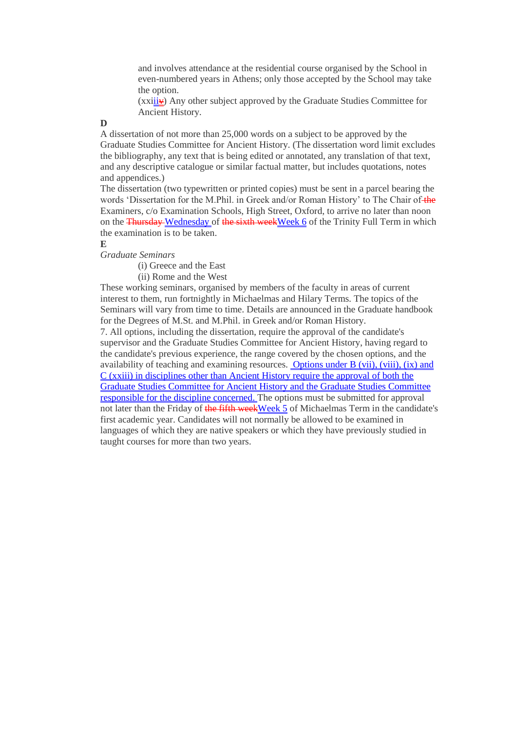and involves attendance at the residential course organised by the School in even-numbered years in Athens; only those accepted by the School may take the option.

(xxiiiv) Any other subject approved by the Graduate Studies Committee for Ancient History.

**D**

A dissertation of not more than 25,000 words on a subject to be approved by the Graduate Studies Committee for Ancient History. (The dissertation word limit excludes the bibliography, any text that is being edited or annotated, any translation of that text, and any descriptive catalogue or similar factual matter, but includes quotations, notes and appendices.)

The dissertation (two typewritten or printed copies) must be sent in a parcel bearing the words 'Dissertation for the M.Phil. in Greek and/or Roman History' to The Chair of ~~the~~ Examiners, c/o Examination Schools, High Street, Oxford, to arrive no later than noon on the ~~Thursday~~ Wednesday of ~~the sixth week~~Week 6 of the Trinity Full Term in which the examination is to be taken.

**E**

*Graduate Seminars*

(i) Greece and the East

(ii) Rome and the West

These working seminars, organised by members of the faculty in areas of current interest to them, run fortnightly in Michaelmas and Hilary Terms. The topics of the Seminars will vary from time to time. Details are announced in the Graduate handbook for the Degrees of M.St. and M.Phil. in Greek and/or Roman History.

7. All options, including the dissertation, require the approval of the candidate's supervisor and the Graduate Studies Committee for Ancient History, having regard to the candidate's previous experience, the range covered by the chosen options, and the availability of teaching and examining resources. Options under B (vii), (viii), (ix) and C (xxiii) in disciplines other than Ancient History require the approval of both the Graduate Studies Committee for Ancient History and the Graduate Studies Committee responsible for the discipline concerned. The options must be submitted for approval not later than the Friday of ~~the fifth week~~Week 5 of Michaelmas Term in the candidate's first academic year. Candidates will not normally be allowed to be examined in languages of which they are native speakers or which they have previously studied in taught courses for more than two years.